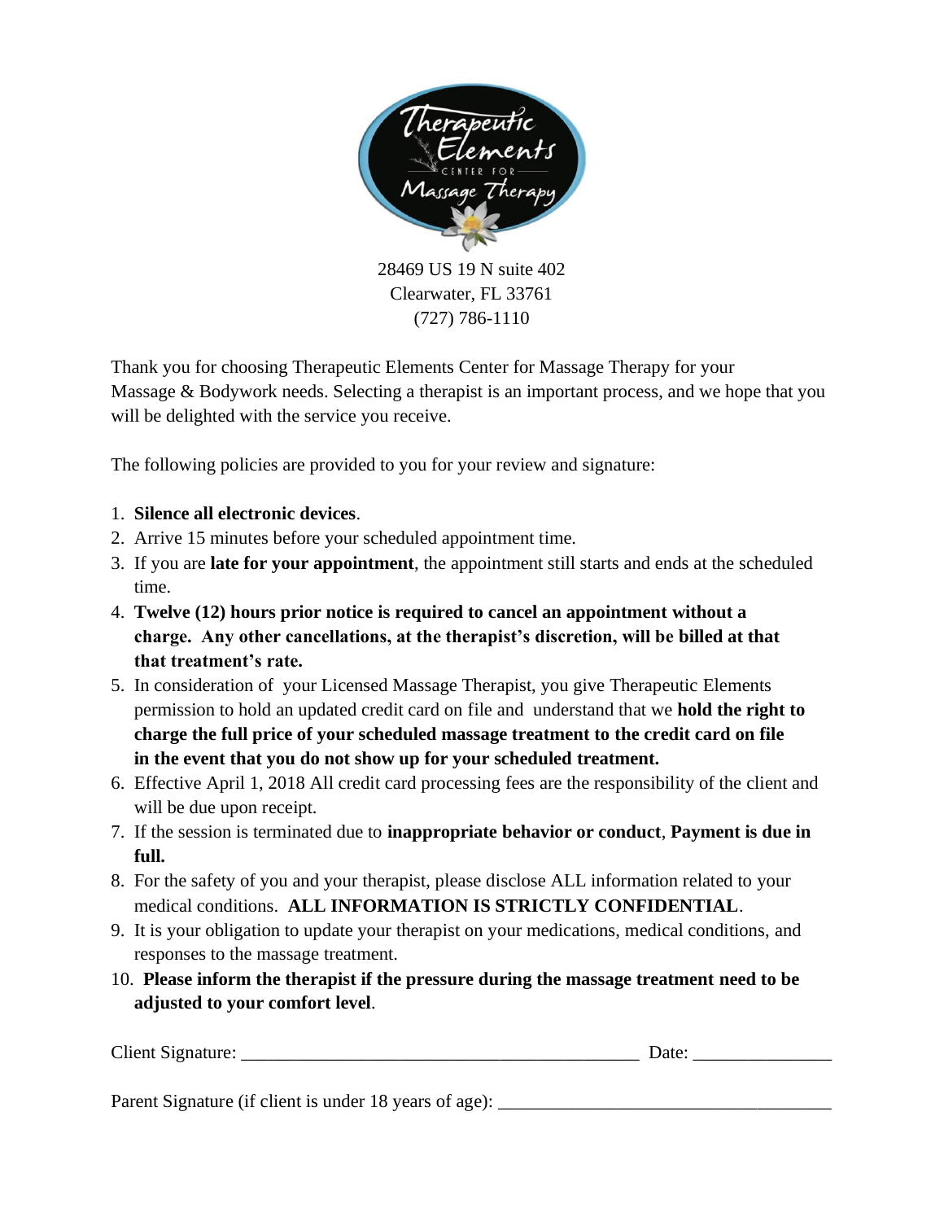Therapeutic Elements Center for Massage Therapy

28469 US 19 N suite 402
Clearwater, FL 33761
(727) 786-1110

Thank you for choosing Therapeutic Elements Center for Massage Therapy for your Massage & Bodywork needs. Selecting a therapist is an important process, and we hope that you will be delighted with the service you receive.

The following policies are provided to you for your review and signature:

1. **Silence all electronic devices**.
2. Arrive 15 minutes before your scheduled appointment time.
3. If you are **late for your appointment**, the appointment still starts and ends at the scheduled time.
4. **Twelve (12) hours prior notice is required to cancel an appointment without a charge. Any other cancellations, at the therapist's discretion, will be billed at that that treatment's rate.**
5. In consideration of your Licensed Massage Therapist, you give Therapeutic Elements permission to hold an updated credit card on file and understand that we **hold the right to charge the full price of your scheduled massage treatment to the credit card on file in the event that you do not show up for your scheduled treatment.**
6. Effective April 1, 2018 All credit card processing fees are the responsibility of the client and will be due upon receipt.
7. If the session is terminated due to **inappropriate behavior or conduct**, **Payment is due in full.**
8. For the safety of you and your therapist, please disclose ALL information related to your medical conditions. **ALL INFORMATION IS STRICTLY CONFIDENTIAL**.
9. It is your obligation to update your therapist on your medications, medical conditions, and responses to the massage treatment.
10. **Please inform the therapist if the pressure during the massage treatment need to be adjusted to your comfort level**.

Client Signature: ___________________________________________ Date: _______________

Parent Signature (if client is under 18 years of age): ___________________________________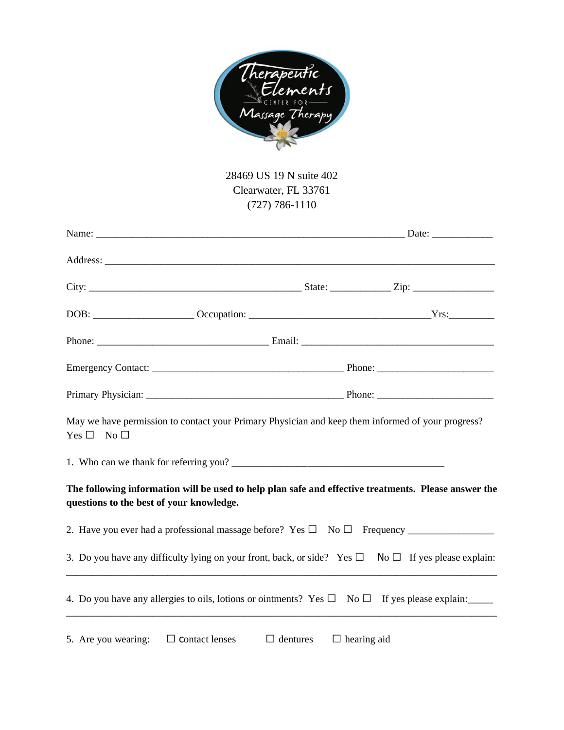28469 US 19 N suite 402
Clearwater, FL 33761
(727) 786-1110

Name: _______________________________________________________________ Date: ____________

Address: ________________________________________________________________________________

City: ___________________________________________ State: ____________ Zip: ________________

DOB: ___________________ Occupation: ____________________________________Yrs:_________

Phone: __________________________________ Email: ______________________________________

Emergency Contact: _______________________________________ Phone: _______________________

Primary Physician: _________________________________________ Phone: _______________________

May we have permission to contact your Primary Physician and keep them informed of your progress?
Yes ☐ No ☐

1. Who can we thank for referring you? ___________________________________________

**The following information will be used to help plan safe and effective treatments. Please answer the questions to the best of your knowledge.**

2. Have you ever had a professional massage before? Yes ☐ No ☐ Frequency _________________

3. Do you have any difficulty lying on your front, back, or side? Yes ☐ No ☐ If yes please explain:
_________________________________________________________________________________________

4. Do you have any allergies to oils, lotions or ointments? Yes ☐ No ☐ If yes please explain:_____
_________________________________________________________________________________________

5. Are you wearing: ☐ contact lenses ☐ dentures ☐ hearing aid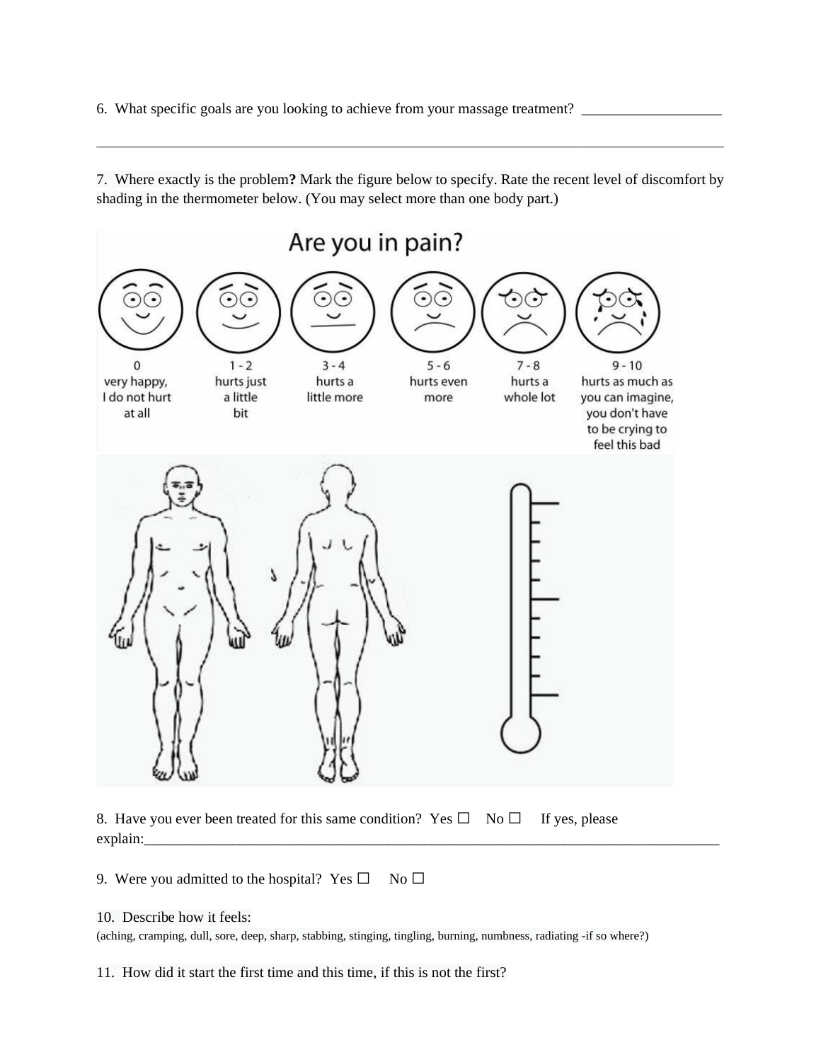6. What specific goals are you looking to achieve from your massage treatment? ___________________

_____________________________________________________________________________________

7. Where exactly is the problem**?** Mark the figure below to specify. Rate the recent level of discomfort by shading in the thermometer below. (You may select more than one body part.)

Are you in pain?

| 0 | 1 - 2 | 3 - 4 | 5 - 6 | 7 - 8 | 9 - 10 |
|---|---|---|---|---|---|
| very happy, I do not hurt at all | hurts just a little bit | hurts a little more | hurts even more | hurts a whole lot | hurts as much as you can imagine, you don't have to be crying to feel this bad |

8. Have you ever been treated for this same condition? Yes ☐ No ☐ If yes, please explain:_____________________________________________________________________________

9. Were you admitted to the hospital? Yes ☐ No ☐

10. Describe how it feels:
(aching, cramping, dull, sore, deep, sharp, stabbing, stinging, tingling, burning, numbness, radiating -if so where?)

11. How did it start the first time and this time, if this is not the first?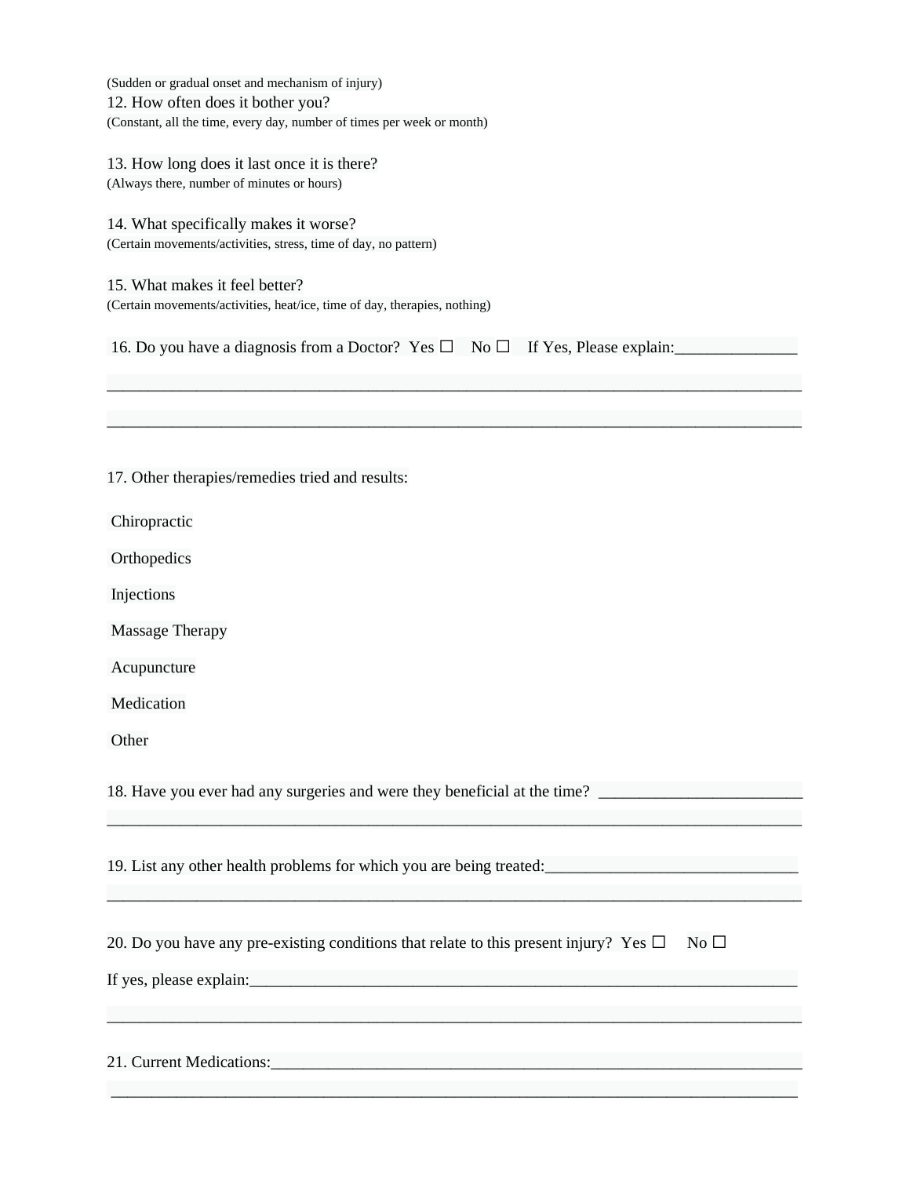(Sudden or gradual onset and mechanism of injury)

12. How often does it bother you?
(Constant, all the time, every day, number of times per week or month)

13. How long does it last once it is there?
(Always there, number of minutes or hours)

14. What specifically makes it worse?
(Certain movements/activities, stress, time of day, no pattern)

15. What makes it feel better?
(Certain movements/activities, heat/ice, time of day, therapies, nothing)

16. Do you have a diagnosis from a Doctor? Yes ☐ No ☐ If Yes, Please explain:_______________

________________________________________________________________________________

________________________________________________________________________________

17. Other therapies/remedies tried and results:

Chiropractic

Orthopedics

Injections

Massage Therapy

Acupuncture

Medication

Other

18. Have you ever had any surgeries and were they beneficial at the time? _________________________

________________________________________________________________________________

19. List any other health problems for which you are being treated:______________________________

________________________________________________________________________________

20. Do you have any pre-existing conditions that relate to this present injury? Yes ☐ No ☐

If yes, please explain:_____________________________________________________________________

________________________________________________________________________________

21. Current Medications:____________________________________________________________________

________________________________________________________________________________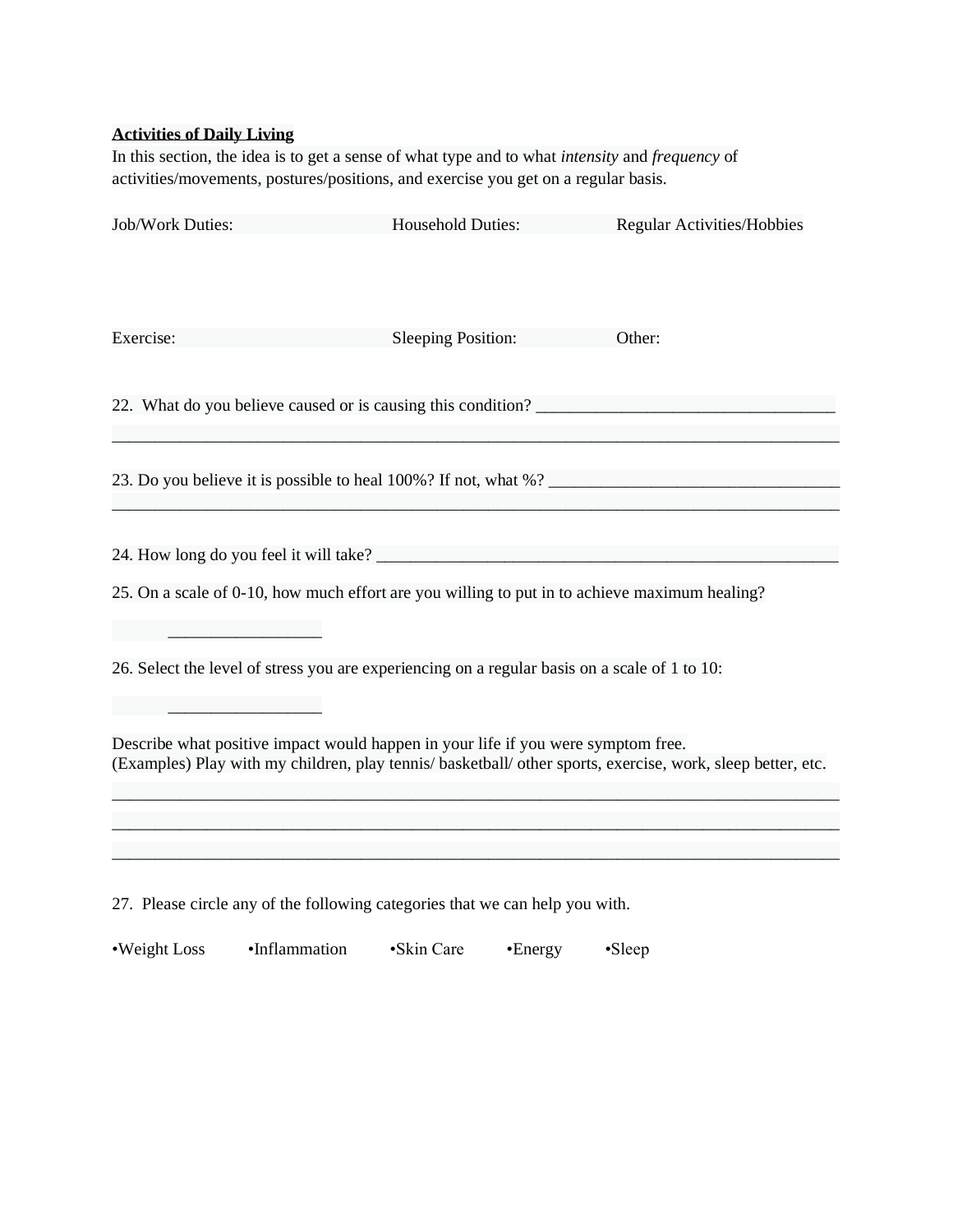**Activities of Daily Living**

In this section, the idea is to get a sense of what type and to what *intensity* and *frequency* of activities/movements, postures/positions, and exercise you get on a regular basis.

| Job/Work Duties: | Household Duties: | Regular Activities/Hobbies |
|---|---|---|
| | | |
| Exercise: | Sleeping Position: | Other: |

22. What do you believe caused or is causing this condition? ___________________________________
_____________________________________________________________________________________

23. Do you believe it is possible to heal 100%? If not, what %? _________________________________
_____________________________________________________________________________________

24. How long do you feel it will take? _____________________________________________________

25. On a scale of 0-10, how much effort are you willing to put in to achieve maximum healing?

_________________

26. Select the level of stress you are experiencing on a regular basis on a scale of 1 to 10:

_________________

Describe what positive impact would happen in your life if you were symptom free.
(Examples) Play with my children, play tennis/ basketball/ other sports, exercise, work, sleep better, etc.

_____________________________________________________________________________________
_____________________________________________________________________________________
_____________________________________________________________________________________

27. Please circle any of the following categories that we can help you with.

•Weight Loss •Inflammation •Skin Care •Energy •Sleep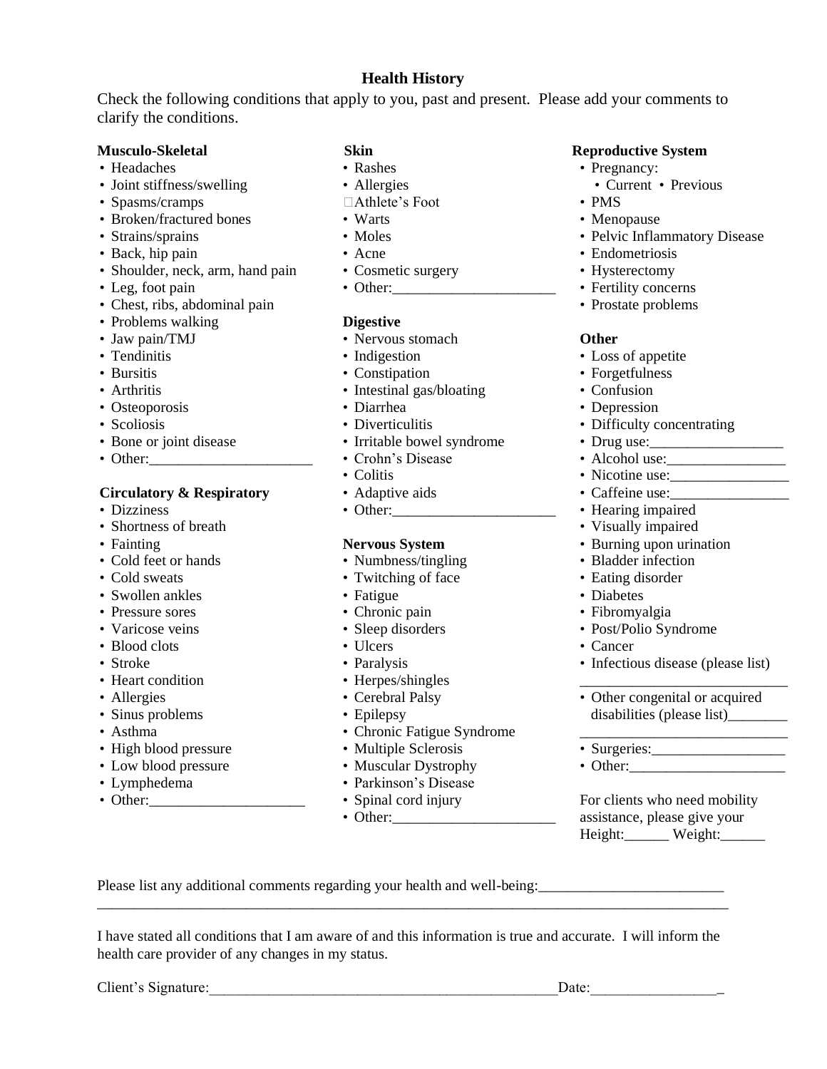## Health History

Check the following conditions that apply to you, past and present. Please add your comments to clarify the conditions.

**Musculo-Skeletal**

- Headaches
- Joint stiffness/swelling
- Spasms/cramps
- Broken/fractured bones
- Strains/sprains
- Back, hip pain
- Shoulder, neck, arm, hand pain
- Leg, foot pain
- Chest, ribs, abdominal pain
- Problems walking
- Jaw pain/TMJ
- Tendinitis
- Bursitis
- Arthritis
- Osteoporosis
- Scoliosis
- Bone or joint disease
- Other:______________________

**Circulatory & Respiratory**

- Dizziness
- Shortness of breath
- Fainting
- Cold feet or hands
- Cold sweats
- Swollen ankles
- Pressure sores
- Varicose veins
- Blood clots
- Stroke
- Heart condition
- Allergies
- Sinus problems
- Asthma
- High blood pressure
- Low blood pressure
- Lymphedema
- Other:_____________________

**Skin**

- Rashes
- Allergies
- Athlete's Foot
- Warts
- Moles
- Acne
- Cosmetic surgery
- Other:______________________

**Digestive**

- Nervous stomach
- Indigestion
- Constipation
- Intestinal gas/bloating
- Diarrhea
- Diverticulitis
- Irritable bowel syndrome
- Crohn's Disease
- Colitis
- Adaptive aids
- Other:______________________

**Nervous System**

- Numbness/tingling
- Twitching of face
- Fatigue
- Chronic pain
- Sleep disorders
- Ulcers
- Paralysis
- Herpes/shingles
- Cerebral Palsy
- Epilepsy
- Chronic Fatigue Syndrome
- Multiple Sclerosis
- Muscular Dystrophy
- Parkinson's Disease
- Spinal cord injury
- Other:______________________

**Reproductive System**

- Pregnancy:
  - Current
  - Previous
- PMS
- Menopause
- Pelvic Inflammatory Disease
- Endometriosis
- Hysterectomy
- Fertility concerns
- Prostate problems

**Other**

- Loss of appetite
- Forgetfulness
- Confusion
- Depression
- Difficulty concentrating
- Drug use:__________________
- Alcohol use:________________
- Nicotine use:________________
- Caffeine use:________________
- Hearing impaired
- Visually impaired
- Burning upon urination
- Bladder infection
- Eating disorder
- Diabetes
- Fibromyalgia
- Post/Polio Syndrome
- Cancer
- Infectious disease (please list) ____________________________
- Other congenital or acquired disabilities (please list)________ ____________________________
- Surgeries:__________________
- Other:_____________________

For clients who need mobility assistance, please give your Height:______ Weight:______

Please list any additional comments regarding your health and well-being:_________________________
_________________________________________________________________________________________

I have stated all conditions that I am aware of and this information is true and accurate. I will inform the health care provider of any changes in my status.

Client's Signature:________________________________________________Date:_________________